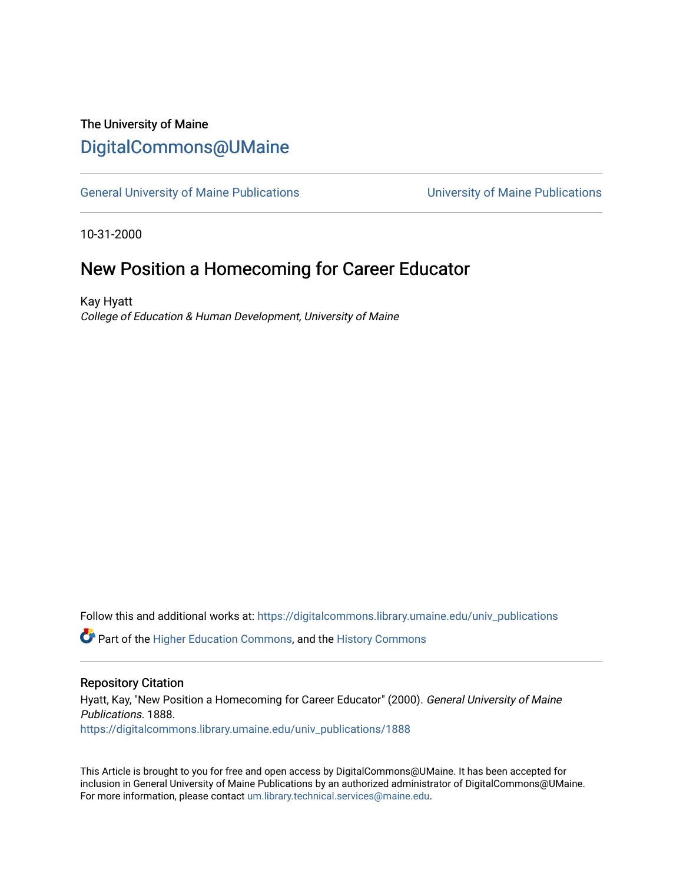The University of Maine

# DigitalCommons@UMaine

General University of Maine Publications | University of Maine Publications

10-31-2000

## New Position a Homecoming for Career Educator

Kay Hyatt
*College of Education & Human Development, University of Maine*

Follow this and additional works at: https://digitalcommons.library.umaine.edu/univ_publications

Part of the Higher Education Commons, and the History Commons

### Repository Citation

Hyatt, Kay, "New Position a Homecoming for Career Educator" (2000). *General University of Maine Publications*. 1888.
https://digitalcommons.library.umaine.edu/univ_publications/1888

This Article is brought to you for free and open access by DigitalCommons@UMaine. It has been accepted for inclusion in General University of Maine Publications by an authorized administrator of DigitalCommons@UMaine. For more information, please contact um.library.technical.services@maine.edu.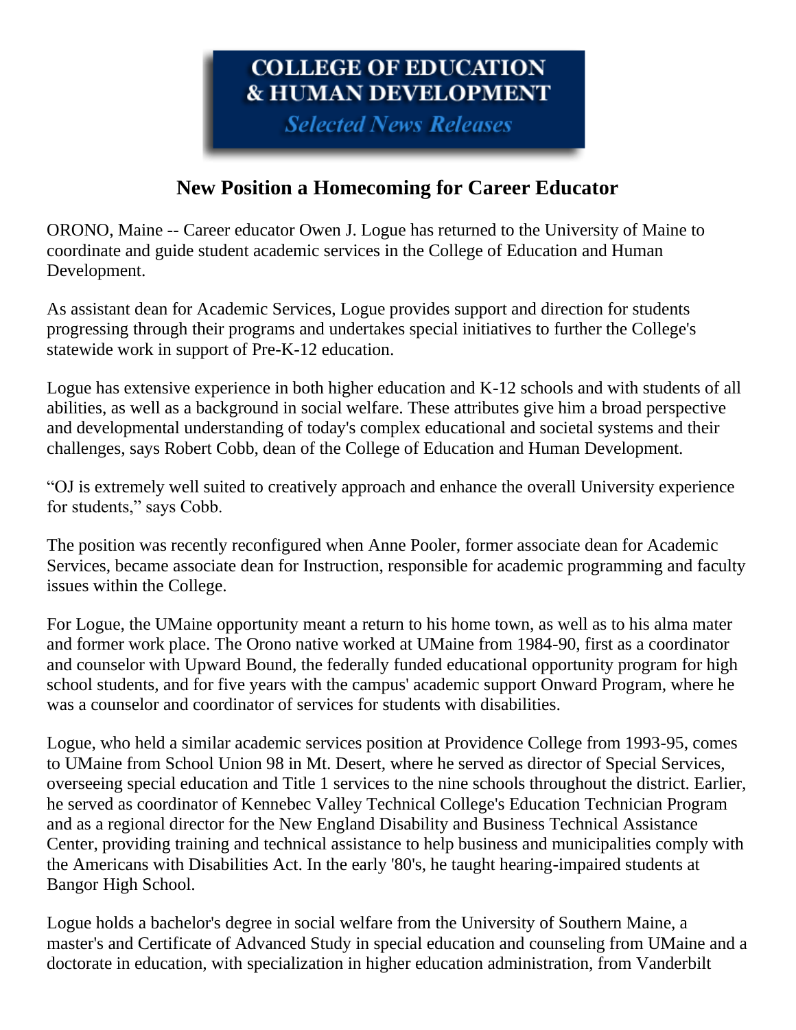**COLLEGE OF EDUCATION & HUMAN DEVELOPMENT**
*Selected News Releases*

## New Position a Homecoming for Career Educator

ORONO, Maine -- Career educator Owen J. Logue has returned to the University of Maine to coordinate and guide student academic services in the College of Education and Human Development.

As assistant dean for Academic Services, Logue provides support and direction for students progressing through their programs and undertakes special initiatives to further the College's statewide work in support of Pre-K-12 education.

Logue has extensive experience in both higher education and K-12 schools and with students of all abilities, as well as a background in social welfare. These attributes give him a broad perspective and developmental understanding of today's complex educational and societal systems and their challenges, says Robert Cobb, dean of the College of Education and Human Development.

"OJ is extremely well suited to creatively approach and enhance the overall University experience for students," says Cobb.

The position was recently reconfigured when Anne Pooler, former associate dean for Academic Services, became associate dean for Instruction, responsible for academic programming and faculty issues within the College.

For Logue, the UMaine opportunity meant a return to his home town, as well as to his alma mater and former work place. The Orono native worked at UMaine from 1984-90, first as a coordinator and counselor with Upward Bound, the federally funded educational opportunity program for high school students, and for five years with the campus' academic support Onward Program, where he was a counselor and coordinator of services for students with disabilities.

Logue, who held a similar academic services position at Providence College from 1993-95, comes to UMaine from School Union 98 in Mt. Desert, where he served as director of Special Services, overseeing special education and Title 1 services to the nine schools throughout the district. Earlier, he served as coordinator of Kennebec Valley Technical College's Education Technician Program and as a regional director for the New England Disability and Business Technical Assistance Center, providing training and technical assistance to help business and municipalities comply with the Americans with Disabilities Act. In the early '80's, he taught hearing-impaired students at Bangor High School.

Logue holds a bachelor's degree in social welfare from the University of Southern Maine, a master's and Certificate of Advanced Study in special education and counseling from UMaine and a doctorate in education, with specialization in higher education administration, from Vanderbilt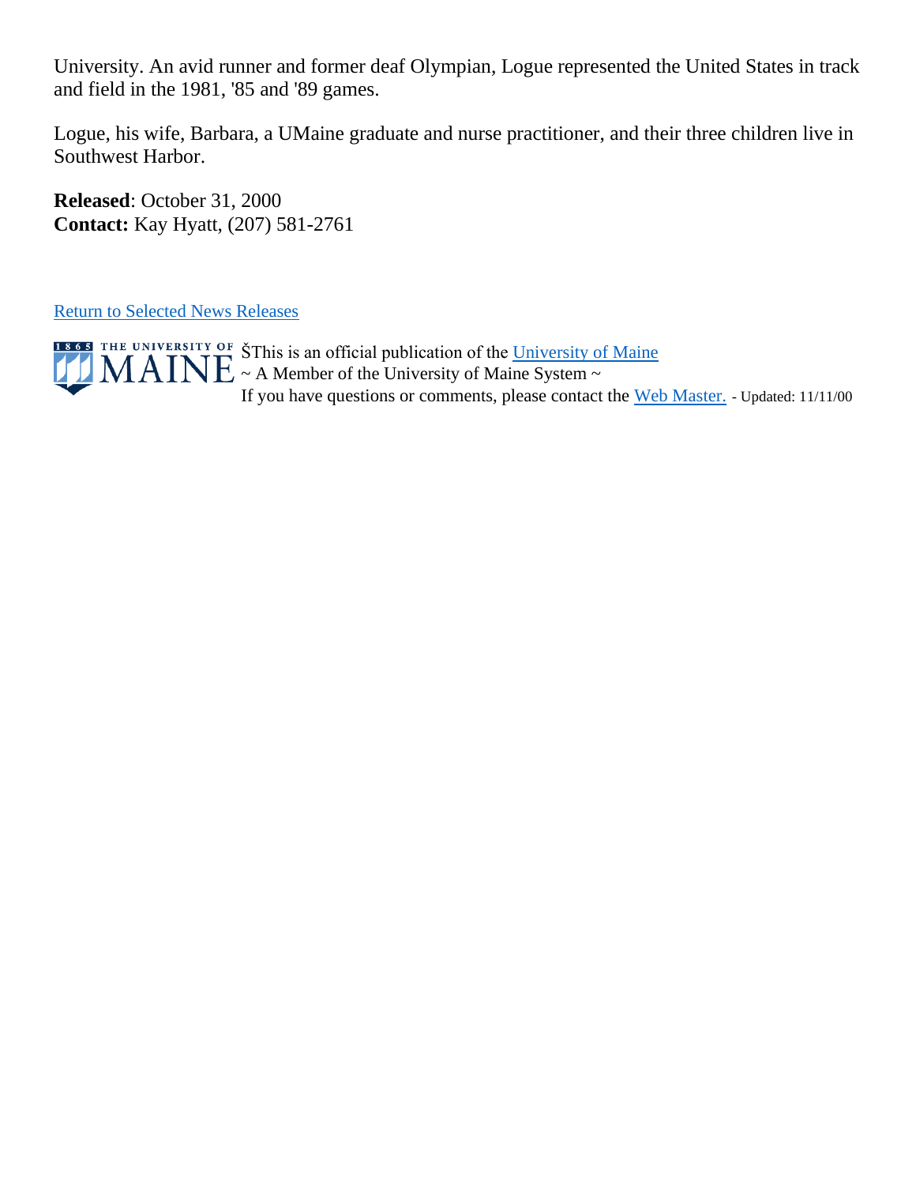University. An avid runner and former deaf Olympian, Logue represented the United States in track and field in the 1981, '85 and '89 games.

Logue, his wife, Barbara, a UMaine graduate and nurse practitioner, and their three children live in Southwest Harbor.

**Released**: October 31, 2000
**Contact:** Kay Hyatt, (207) 581-2761

Return to Selected News Releases

1865 THE UNIVERSITY OF MAINE ŠThis is an official publication of the University of Maine
~ A Member of the University of Maine System ~
If you have questions or comments, please contact the Web Master. - Updated: 11/11/00